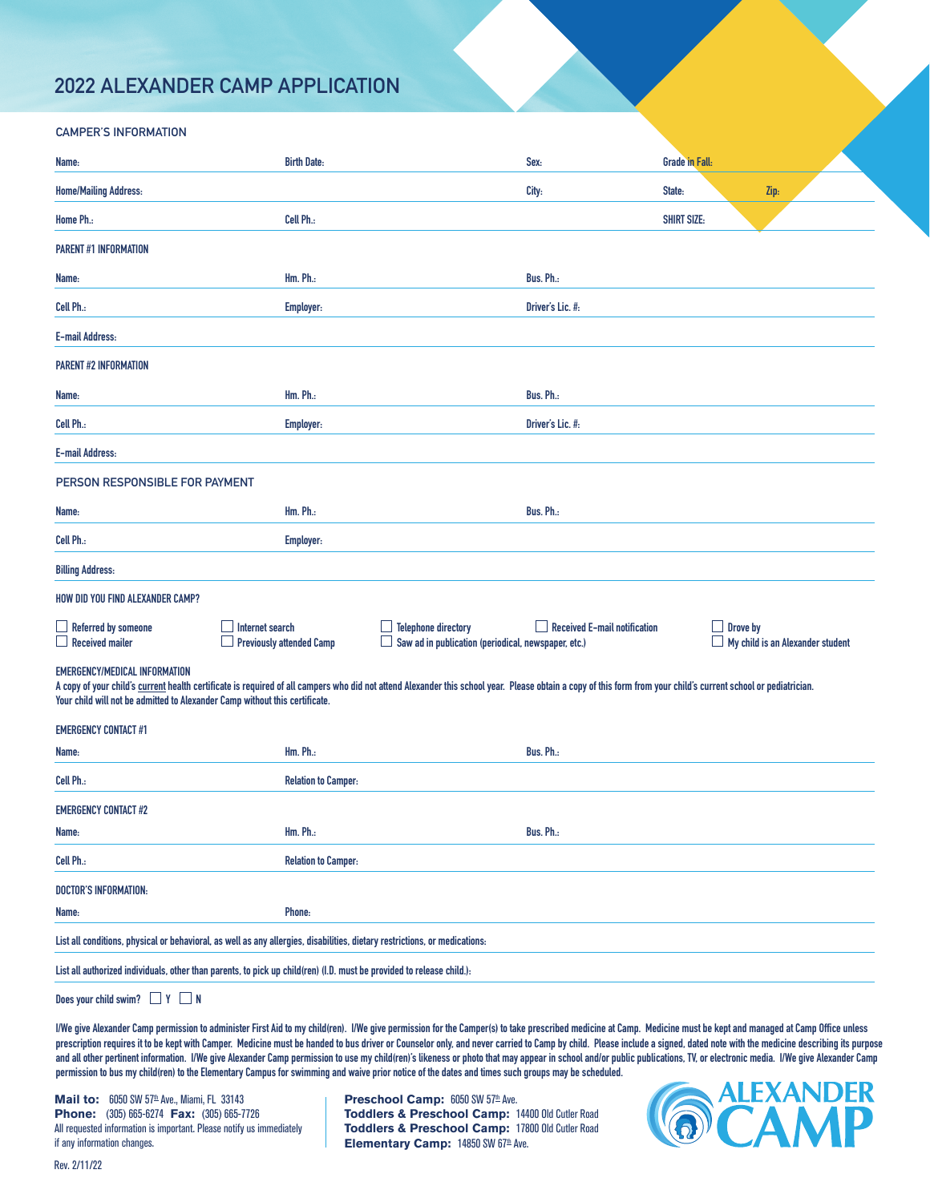# 2022 ALEXANDER CAMP APPLICATION

## CAMPER'S INFORMATION

Name: Birth Date: Sex: Grade in Fall:

Home/Mailing Address: City: State: Zip:

Home Ph.: Cell Ph.: SHIRT SIZE:

**PARENT #1 INFORMATION**

Name: Hm. Ph.: Bus. Ph.:

Cell Ph.: Employer: Driver's Lic. #:

E-mail Address:

**PARENT #2 INFORMATION**

Name: Hm. Ph.: Bus. Ph.:

Cell Ph.: Employer: Driver's Lic. #:

E-mail Address:

## PERSON RESPONSIBLE FOR PAYMENT

Name: Hm. Ph.: Bus. Ph.:

Cell Ph.: Employer:

Billing Address:

**HOW DID YOU FIND ALEXANDER CAMP?**

- ☐ Referred by someone
- ☐ Received mailer
- ☐ Internet search
- ☐ Previously attended Camp
- ☐ Telephone directory
- ☐ Saw ad in publication (periodical, newspaper, etc.)
- ☐ Received E-mail notification
- ☐ Drove by
- ☐ My child is an Alexander student

**EMERGENCY/MEDICAL INFORMATION**

A copy of your child's current health certificate is required of all campers who did not attend Alexander this school year. Please obtain a copy of this form from your child's current school or pediatrician. Your child will not be admitted to Alexander Camp without this certificate.

**EMERGENCY CONTACT #1**

Name: Hm. Ph.: Bus. Ph.:

Cell Ph.: Relation to Camper:

**EMERGENCY CONTACT #2**

Name: Hm. Ph.: Bus. Ph.:

Cell Ph.: Relation to Camper:

**DOCTOR'S INFORMATION:**

Name: Phone:

List all conditions, physical or behavioral, as well as any allergies, disabilities, dietary restrictions, or medications:

List all authorized individuals, other than parents, to pick up child(ren) (I.D. must be provided to release child.):

Does your child swim? ☐ Y ☐ N

I/We give Alexander Camp permission to administer First Aid to my child(ren). I/We give permission for the Camper(s) to take prescribed medicine at Camp. Medicine must be kept and managed at Camp Office unless prescription requires it to be kept with Camper. Medicine must be handed to bus driver or Counselor only, and never carried to Camp by child. Please include a signed, dated note with the medicine describing its purpose and all other pertinent information. I/We give Alexander Camp permission to use my child(ren)'s likeness or photo that may appear in school and/or public publications, TV, or electronic media. I/We give Alexander Camp permission to bus my child(ren) to the Elementary Campus for swimming and waive prior notice of the dates and times such groups may be scheduled.

**Mail to:** 6050 SW 57th Ave., Miami, FL 33143
**Phone:** (305) 665-6274 **Fax:** (305) 665-7726
All requested information is important. Please notify us immediately if any information changes.

**Preschool Camp:** 6050 SW 57th Ave.
**Toddlers & Preschool Camp:** 14400 Old Cutler Road
**Toddlers & Preschool Camp:** 17800 Old Cutler Road
**Elementary Camp:** 14850 SW 67th Ave.

ALEXANDER CAMP

Rev. 2/11/22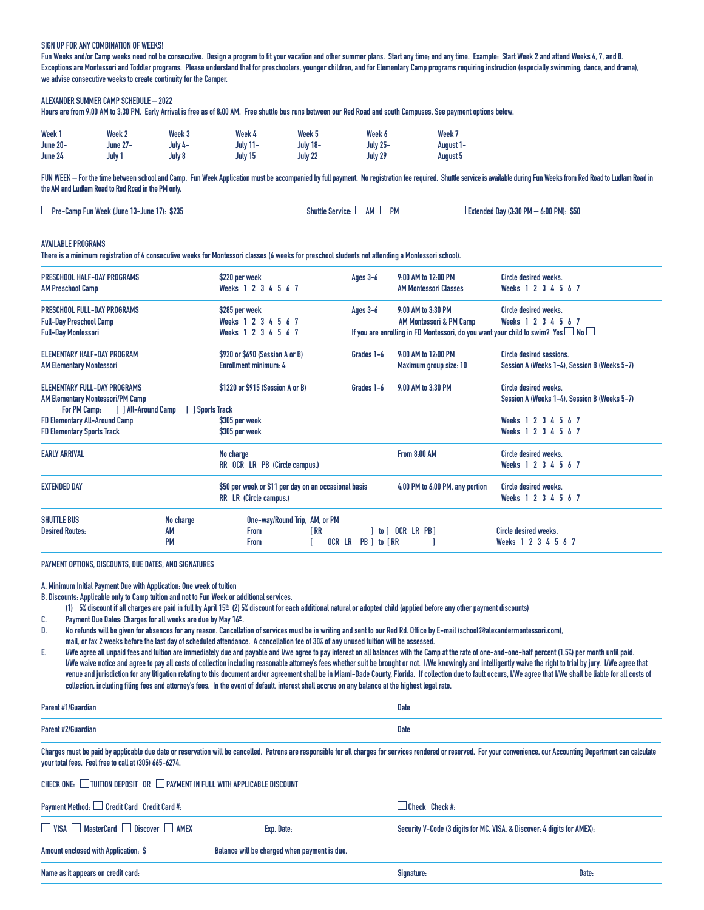### SIGN UP FOR ANY COMBINATION OF WEEKS!

Fun Weeks and/or Camp weeks need not be consecutive. Design a program to fit your vacation and other summer plans. Start any time; end any time. Example: Start Week 2 and attend Weeks 4, 7, and 8. Exceptions are Montessori and Toddler programs. Please understand that for preschoolers, younger children, and for Elementary Camp programs requiring instruction (especially swimming, dance, and drama), we advise consecutive weeks to create continuity for the Camper.

### ALEXANDER SUMMER CAMP SCHEDULE – 2022

Hours are from 9:00 AM to 3:30 PM. Early Arrival is free as of 8:00 AM. Free shuttle bus runs between our Red Road and south Campuses. See payment options below.

| Week 1 | Week 2 | Week 3 | Week 4 | Week 5 | Week 6 | Week 7 |
|---|---|---|---|---|---|---|
| June 20– June 24 | June 27– July 1 | July 4– July 8 | July 11– July 15 | July 18– July 22 | July 25– July 29 | August 1– August 5 |

FUN WEEK – For the time between school and Camp. Fun Week Application must be accompanied by full payment. No registration fee required. Shuttle service is available during Fun Weeks from Red Road to Ludlam Road in the AM and Ludlam Road to Red Road in the PM only.

☐ Pre-Camp Fun Week (June 13–June 17): $235 Shuttle Service: ☐ AM ☐ PM ☐ Extended Day (3:30 PM – 6:00 PM): $50

### AVAILABLE PROGRAMS

There is a minimum registration of 4 consecutive weeks for Montessori classes (6 weeks for preschool students not attending a Montessori school).

| | | | | |
|---|---|---|---|---|
| PRESCHOOL HALF-DAY PROGRAMS<br>AM Preschool Camp | $220 per week<br>Weeks 1 2 3 4 5 6 7 | Ages 3–6 | 9:00 AM to 12:00 PM<br>AM Montessori Classes | Circle desired weeks.<br>Weeks 1 2 3 4 5 6 7 |
| PRESCHOOL FULL-DAY PROGRAMS<br>Full-Day Preschool Camp<br>Full-Day Montessori | $285 per week<br>Weeks 1 2 3 4 5 6 7<br>Weeks 1 2 3 4 5 6 7 | Ages 3–6 | 9:00 AM to 3:30 PM<br>AM Montessori & PM Camp | Circle desired weeks.<br>Weeks 1 2 3 4 5 6 7 |
| | If you are enrolling in FD Montessori, do you want your child to swim? Yes ☐ No ☐ | | | |
| ELEMENTARY HALF-DAY PROGRAM<br>AM Elementary Montessori | $920 or $690 (Session A or B)<br>Enrollment minimum: 4 | Grades 1–6 | 9:00 AM to 12:00 PM<br>Maximum group size: 10 | Circle desired sessions.<br>Session A (Weeks 1–4), Session B (Weeks 5–7) |
| ELEMENTARY FULL-DAY PROGRAMS<br>AM Elementary Montessori/PM Camp<br>For PM Camp: [ ] All-Around Camp [ ] Sports Track | $1220 or $915 (Session A or B) | Grades 1–6 | 9:00 AM to 3:30 PM | Circle desired weeks.<br>Session A (Weeks 1–4), Session B (Weeks 5–7) |
| FD Elementary All-Around Camp | $305 per week | | | Weeks 1 2 3 4 5 6 7 |
| FD Elementary Sports Track | $305 per week | | | Weeks 1 2 3 4 5 6 7 |
| EARLY ARRIVAL | No charge<br>RR OCR LR PB (Circle campus.) | | From 8:00 AM | Circle desired weeks.<br>Weeks 1 2 3 4 5 6 7 |
| EXTENDED DAY | $50 per week or $11 per day on an occasional basis<br>RR LR (Circle campus.) | | 4:00 PM to 6:00 PM, any portion | Circle desired weeks.<br>Weeks 1 2 3 4 5 6 7 |

| | | | | |
|---|---|---|---|---|
| SHUTTLE BUS | No charge | One-way/Round Trip, AM, or PM | | |
| Desired Routes: | AM | From | [ RR ] to [ OCR LR PB ] | Circle desired weeks. |
| | PM | From | [ OCR LR PB ] to [ RR ] | Weeks 1 2 3 4 5 6 7 |

### PAYMENT OPTIONS, DISCOUNTS, DUE DATES, AND SIGNATURES

A. Minimum Initial Payment Due with Application: One week of tuition

B. Discounts: Applicable only to Camp tuition and not to Fun Week or additional services.
   (1) 5% discount if all charges are paid in full by April 15th (2) 5% discount for each additional natural or adopted child (applied before any other payment discounts)

C. Payment Due Dates: Charges for all weeks are due by May 16th.

D. No refunds will be given for absences for any reason. Cancellation of services must be in writing and sent to our Red Rd. Office by E-mail (school@alexandermontessori.com), mail, or fax 2 weeks before the last day of scheduled attendance. A cancellation fee of 30% of any unused tuition will be assessed.

E. I/We agree all unpaid fees and tuition are immediately due and payable and I/we agree to pay interest on all balances with the Camp at the rate of one-and-one-half percent (1.5%) per month until paid. I/We waive notice and agree to pay all costs of collection including reasonable attorney's fees whether suit be brought or not. I/We knowingly and intelligently waive the right to trial by jury. I/We agree that venue and jurisdiction for any litigation relating to this document and/or agreement shall be in Miami-Dade County, Florida. If collection due to fault occurs, I/We agree that I/We shall be liable for all costs of collection, including filing fees and attorney's fees. In the event of default, interest shall accrue on any balance at the highest legal rate.

Parent #1/Guardian Date

Parent #2/Guardian Date

Charges must be paid by applicable due date or reservation will be cancelled. Patrons are responsible for all charges for services rendered or reserved. For your convenience, our Accounting Department can calculate your total fees. Feel free to call at (305) 665-6274.

CHECK ONE: ☐ TUITION DEPOSIT OR ☐ PAYMENT IN FULL WITH APPLICABLE DISCOUNT

Payment Method: ☐ Credit Card Credit Card #: ☐ Check Check #:

☐ VISA ☐ MasterCard ☐ Discover ☐ AMEX Exp. Date: Security V-Code (3 digits for MC, VISA, & Discover; 4 digits for AMEX):

Amount enclosed with Application: $ Balance will be charged when payment is due.

Name as it appears on credit card: Signature: Date: